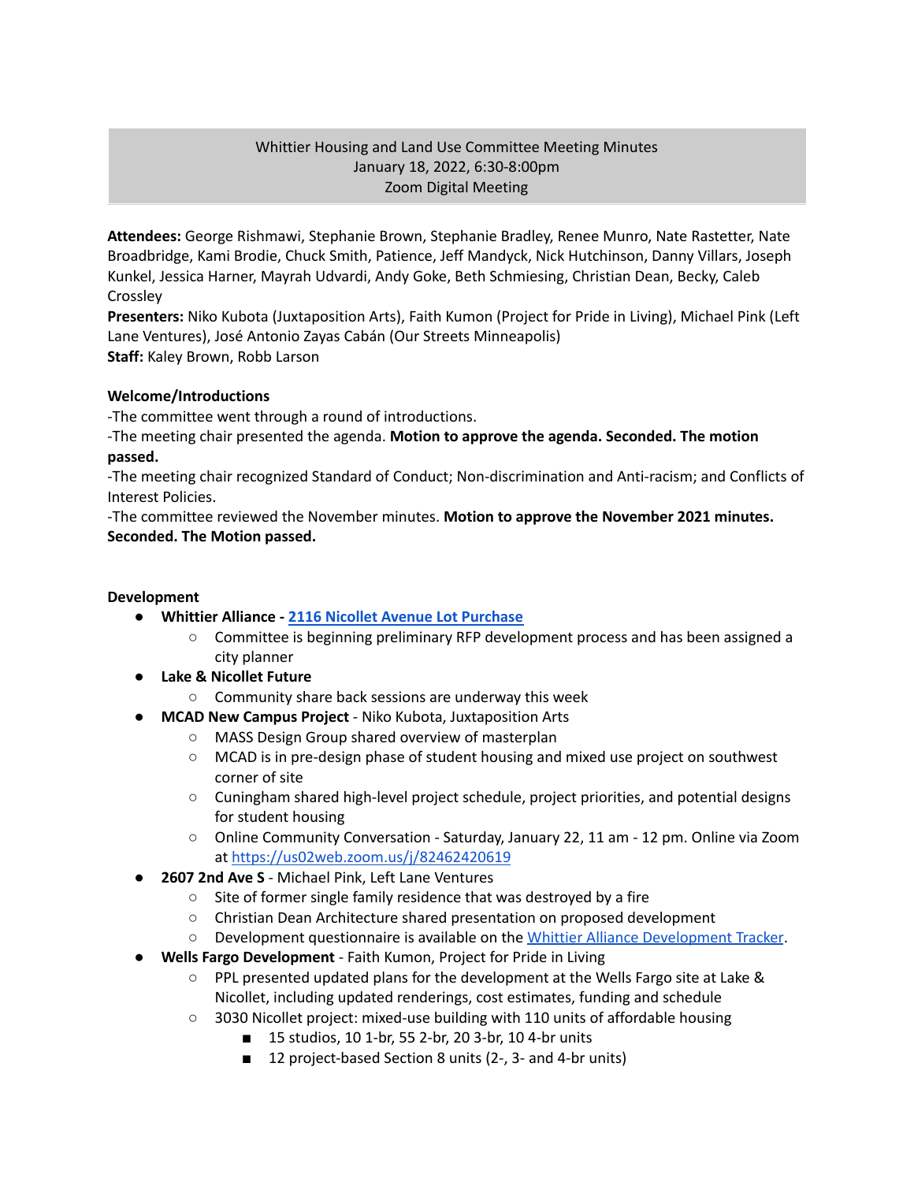Whittier Housing and Land Use Committee Meeting Minutes
January 18, 2022, 6:30-8:00pm
Zoom Digital Meeting

**Attendees:** George Rishmawi, Stephanie Brown, Stephanie Bradley, Renee Munro, Nate Rastetter, Nate Broadbridge, Kami Brodie, Chuck Smith, Patience, Jeff Mandyck, Nick Hutchinson, Danny Villars, Joseph Kunkel, Jessica Harner, Mayrah Udvardi, Andy Goke, Beth Schmiesing, Christian Dean, Becky, Caleb Crossley
**Presenters:** Niko Kubota (Juxtaposition Arts), Faith Kumon (Project for Pride in Living), Michael Pink (Left Lane Ventures), José Antonio Zayas Cabán (Our Streets Minneapolis)
**Staff:** Kaley Brown, Robb Larson

**Welcome/Introductions**

-The committee went through a round of introductions.
-The meeting chair presented the agenda. **Motion to approve the agenda. Seconded. The motion passed.**
-The meeting chair recognized Standard of Conduct; Non-discrimination and Anti-racism; and Conflicts of Interest Policies.
-The committee reviewed the November minutes. **Motion to approve the November 2021 minutes. Seconded. The Motion passed.**

**Development**

- **Whittier Alliance - 2116 Nicollet Avenue Lot Purchase**
  - Committee is beginning preliminary RFP development process and has been assigned a city planner
- **Lake & Nicollet Future**
  - Community share back sessions are underway this week
- **MCAD New Campus Project** - Niko Kubota, Juxtaposition Arts
  - MASS Design Group shared overview of masterplan
  - MCAD is in pre-design phase of student housing and mixed use project on southwest corner of site
  - Cuningham shared high-level project schedule, project priorities, and potential designs for student housing
  - Online Community Conversation - Saturday, January 22, 11 am - 12 pm. Online via Zoom at https://us02web.zoom.us/j/82462420619
- **2607 2nd Ave S** - Michael Pink, Left Lane Ventures
  - Site of former single family residence that was destroyed by a fire
  - Christian Dean Architecture shared presentation on proposed development
  - Development questionnaire is available on the Whittier Alliance Development Tracker.
- **Wells Fargo Development** - Faith Kumon, Project for Pride in Living
  - PPL presented updated plans for the development at the Wells Fargo site at Lake & Nicollet, including updated renderings, cost estimates, funding and schedule
  - 3030 Nicollet project: mixed-use building with 110 units of affordable housing
    - 15 studios, 10 1-br, 55 2-br, 20 3-br, 10 4-br units
    - 12 project-based Section 8 units (2-, 3- and 4-br units)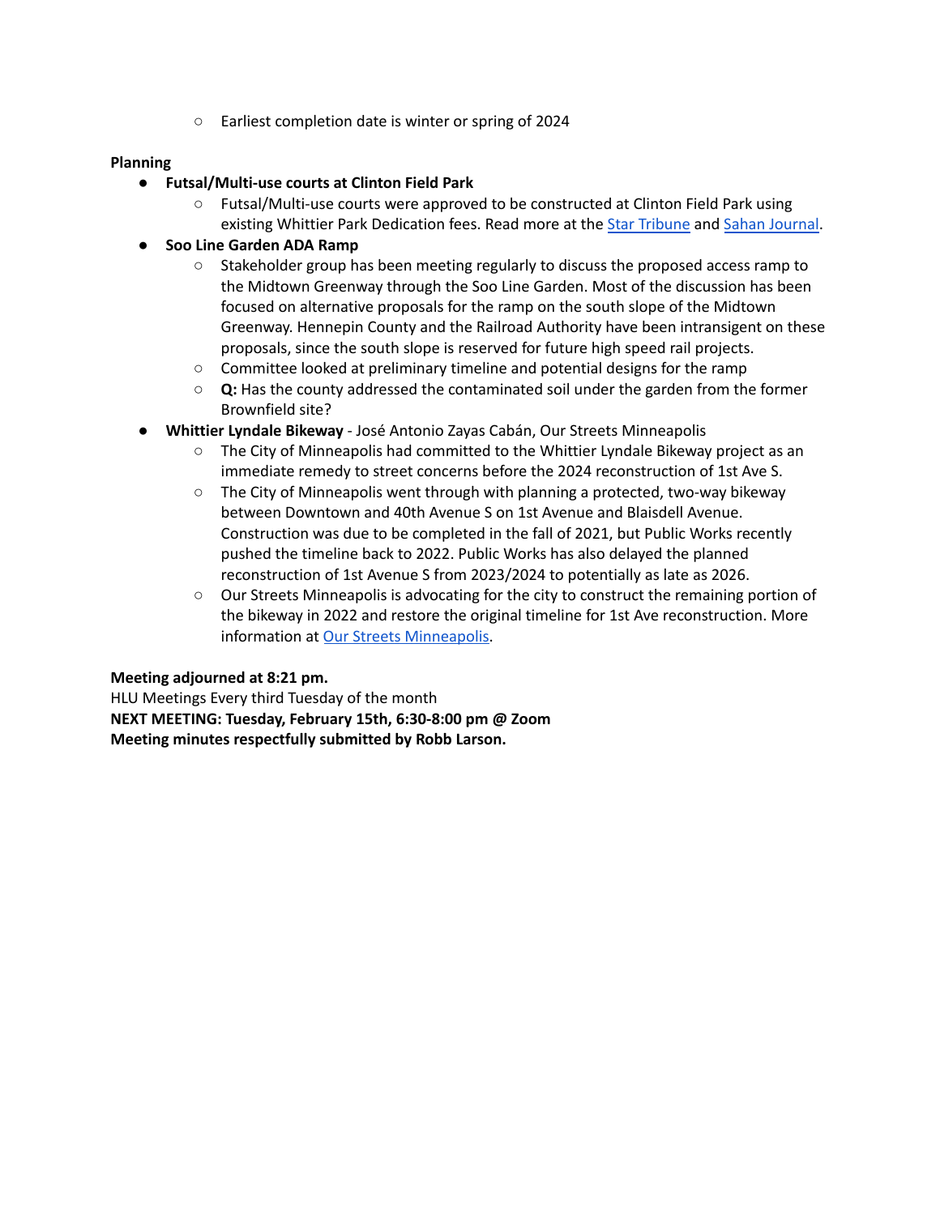- Earliest completion date is winter or spring of 2024

**Planning**

- **Futsal/Multi-use courts at Clinton Field Park**
  - Futsal/Multi-use courts were approved to be constructed at Clinton Field Park using existing Whittier Park Dedication fees. Read more at the Star Tribune and Sahan Journal.
- **Soo Line Garden ADA Ramp**
  - Stakeholder group has been meeting regularly to discuss the proposed access ramp to the Midtown Greenway through the Soo Line Garden. Most of the discussion has been focused on alternative proposals for the ramp on the south slope of the Midtown Greenway. Hennepin County and the Railroad Authority have been intransigent on these proposals, since the south slope is reserved for future high speed rail projects.
  - Committee looked at preliminary timeline and potential designs for the ramp
  - **Q:** Has the county addressed the contaminated soil under the garden from the former Brownfield site?
- **Whittier Lyndale Bikeway** - José Antonio Zayas Cabán, Our Streets Minneapolis
  - The City of Minneapolis had committed to the Whittier Lyndale Bikeway project as an immediate remedy to street concerns before the 2024 reconstruction of 1st Ave S.
  - The City of Minneapolis went through with planning a protected, two-way bikeway between Downtown and 40th Avenue S on 1st Avenue and Blaisdell Avenue. Construction was due to be completed in the fall of 2021, but Public Works recently pushed the timeline back to 2022. Public Works has also delayed the planned reconstruction of 1st Avenue S from 2023/2024 to potentially as late as 2026.
  - Our Streets Minneapolis is advocating for the city to construct the remaining portion of the bikeway in 2022 and restore the original timeline for 1st Ave reconstruction. More information at Our Streets Minneapolis.

**Meeting adjourned at 8:21 pm.**
HLU Meetings Every third Tuesday of the month
**NEXT MEETING: Tuesday, February 15th, 6:30-8:00 pm @ Zoom**
**Meeting minutes respectfully submitted by Robb Larson.**